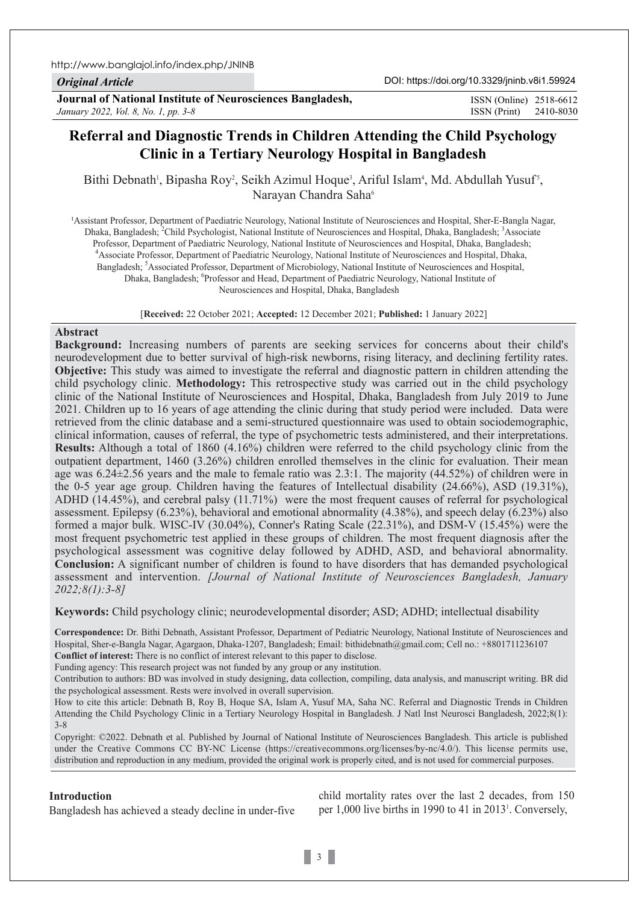http://www.banglajol.info/index.php/JNINB

*Original Article*

DOI: https://doi.org/10.3329/jninb.v8i1.59924

**Journal of National Institute of Neurosciences Bangladesh,**
*January 2022, Vol. 8, No. 1, pp. 3-8*

ISSN (Online) 2518-6612
ISSN (Print) 2410-8030

# Referral and Diagnostic Trends in Children Attending the Child Psychology Clinic in a Tertiary Neurology Hospital in Bangladesh

Bithi Debnath[1], Bipasha Roy[2], Seikh Azimul Hoque[3], Ariful Islam[4], Md. Abdullah Yusuf[5], Narayan Chandra Saha[6]

[1]Assistant Professor, Department of Paediatric Neurology, National Institute of Neurosciences and Hospital, Sher-E-Bangla Nagar, Dhaka, Bangladesh; [2]Child Psychologist, National Institute of Neurosciences and Hospital, Dhaka, Bangladesh; [3]Associate Professor, Department of Paediatric Neurology, National Institute of Neurosciences and Hospital, Dhaka, Bangladesh; [4]Associate Professor, Department of Paediatric Neurology, National Institute of Neurosciences and Hospital, Dhaka, Bangladesh; [5]Associated Professor, Department of Microbiology, National Institute of Neurosciences and Hospital, Dhaka, Bangladesh; [6]Professor and Head, Department of Paediatric Neurology, National Institute of Neurosciences and Hospital, Dhaka, Bangladesh

[**Received:** 22 October 2021; **Accepted:** 12 December 2021; **Published:** 1 January 2022]

## Abstract

**Background:** Increasing numbers of parents are seeking services for concerns about their child's neurodevelopment due to better survival of high-risk newborns, rising literacy, and declining fertility rates. **Objective:** This study was aimed to investigate the referral and diagnostic pattern in children attending the child psychology clinic. **Methodology:** This retrospective study was carried out in the child psychology clinic of the National Institute of Neurosciences and Hospital, Dhaka, Bangladesh from July 2019 to June 2021. Children up to 16 years of age attending the clinic during that study period were included. Data were retrieved from the clinic database and a semi-structured questionnaire was used to obtain sociodemographic, clinical information, causes of referral, the type of psychometric tests administered, and their interpretations. **Results:** Although a total of 1860 (4.16%) children were referred to the child psychology clinic from the outpatient department, 1460 (3.26%) children enrolled themselves in the clinic for evaluation. Their mean age was 6.24±2.56 years and the male to female ratio was 2.3:1. The majority (44.52%) of children were in the 0-5 year age group. Children having the features of Intellectual disability (24.66%), ASD (19.31%), ADHD (14.45%), and cerebral palsy (11.71%) were the most frequent causes of referral for psychological assessment. Epilepsy (6.23%), behavioral and emotional abnormality (4.38%), and speech delay (6.23%) also formed a major bulk. WISC-IV (30.04%), Conner's Rating Scale (22.31%), and DSM-V (15.45%) were the most frequent psychometric test applied in these groups of children. The most frequent diagnosis after the psychological assessment was cognitive delay followed by ADHD, ASD, and behavioral abnormality. **Conclusion:** A significant number of children is found to have disorders that has demanded psychological assessment and intervention. *[Journal of National Institute of Neurosciences Bangladesh, January 2022;8(1):3-8]*

**Keywords:** Child psychology clinic; neurodevelopmental disorder; ASD; ADHD; intellectual disability

**Correspondence:** Dr. Bithi Debnath, Assistant Professor, Department of Pediatric Neurology, National Institute of Neurosciences and Hospital, Sher-e-Bangla Nagar, Agargaon, Dhaka-1207, Bangladesh; Email: bithidebnath@gmail.com; Cell no.: +8801711236107
**Conflict of interest:** There is no conflict of interest relevant to this paper to disclose.
Funding agency: This research project was not funded by any group or any institution.
Contribution to authors: BD was involved in study designing, data collection, compiling, data analysis, and manuscript writing. BR did the psychological assessment. Rests were involved in overall supervision.
How to cite this article: Debnath B, Roy B, Hoque SA, Islam A, Yusuf MA, Saha NC. Referral and Diagnostic Trends in Children Attending the Child Psychology Clinic in a Tertiary Neurology Hospital in Bangladesh. J Natl Inst Neurosci Bangladesh, 2022;8(1): 3-8
Copyright: ©2022. Debnath et al. Published by Journal of National Institute of Neurosciences Bangladesh. This article is published under the Creative Commons CC BY-NC License (https://creativecommons.org/licenses/by-nc/4.0/). This license permits use, distribution and reproduction in any medium, provided the original work is properly cited, and is not used for commercial purposes.

## Introduction

Bangladesh has achieved a steady decline in under-five child mortality rates over the last 2 decades, from 150 per 1,000 live births in 1990 to 41 in 2013[1]. Conversely,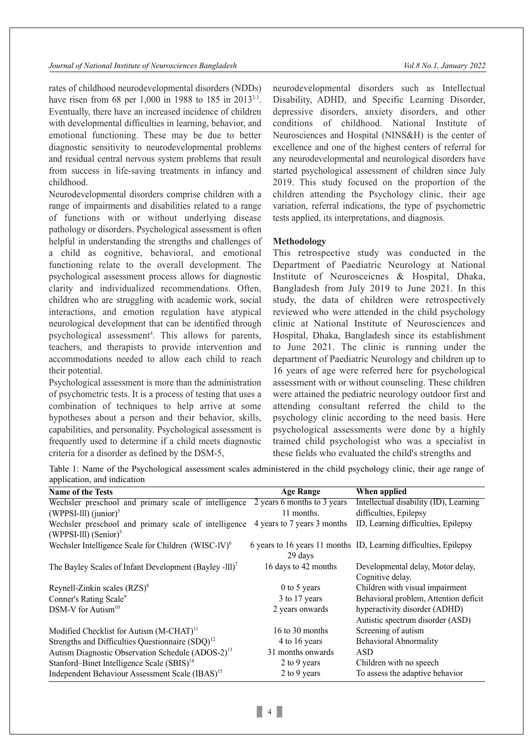rates of childhood neurodevelopmental disorders (NDDs) have risen from 68 per 1,000 in 1988 to 185 in 2013[2-3]. Eventually, there have an increased incidence of children with developmental difficulties in learning, behavior, and emotional functioning. These may be due to better diagnostic sensitivity to neurodevelopmental problems and residual central nervous system problems that result from success in life-saving treatments in infancy and childhood.

Neurodevelopmental disorders comprise children with a range of impairments and disabilities related to a range of functions with or without underlying disease pathology or disorders. Psychological assessment is often helpful in understanding the strengths and challenges of a child as cognitive, behavioral, and emotional functioning relate to the overall development. The psychological assessment process allows for diagnostic clarity and individualized recommendations. Often, children who are struggling with academic work, social interactions, and emotion regulation have atypical neurological development that can be identified through psychological assessment[4]. This allows for parents, teachers, and therapists to provide intervention and accommodations needed to allow each child to reach their potential.

Psychological assessment is more than the administration of psychometric tests. It is a process of testing that uses a combination of techniques to help arrive at some hypotheses about a person and their behavior, skills, capabilities, and personality. Psychological assessment is frequently used to determine if a child meets diagnostic criteria for a disorder as defined by the DSM-5, neurodevelopmental disorders such as Intellectual Disability, ADHD, and Specific Learning Disorder, depressive disorders, anxiety disorders, and other conditions of childhood. National Institute of Neurosciences and Hospital (NINS&H) is the center of excellence and one of the highest centers of referral for any neurodevelopmental and neurological disorders have started psychological assessment of children since July 2019. This study focused on the proportion of the children attending the Psychology clinic, their age variation, referral indications, the type of psychometric tests applied, its interpretations, and diagnosis.

## Methodology

This retrospective study was conducted in the Department of Paediatric Neurology at National Institute of Neurosceicnes & Hospital, Dhaka, Bangladesh from July 2019 to June 2021. In this study, the data of children were retrospectively reviewed who were attended in the child psychology clinic at National Institute of Neurosciences and Hospital, Dhaka, Bangladesh since its establishment to June 2021. The clinic is running under the department of Paediatric Neurology and children up to 16 years of age were referred here for psychological assessment with or without counseling. These children were attained the pediatric neurology outdoor first and attending consultant referred the child to the psychology clinic according to the need basis. Here psychological assessments were done by a highly trained child psychologist who was a specialist in these fields who evaluated the child's strengths and

Table 1: Name of the Psychological assessment scales administered in the child psychology clinic, their age range of application, and indication

| Name of the Tests | Age Range | When applied |
|---|---|---|
| Wechsler preschool and primary scale of intelligence (WPPSI-lll) (junior)[5] | 2 years 6 months to 3 years 11 months. | Intellectual disability (ID), Learning difficulties, Epilepsy |
| Wechsler preschool and primary scale of intelligence (WPPSI-lll) (Senior)[5] | 4 years to 7 years 3 months | ID, Learning difficulties, Epilepsy |
| Wechsler Intelligence Scale for Children (WISC-lV)[6] | 6 years to 16 years 11 months 29 days | ID, Learning difficulties, Epilepsy |
| The Bayley Scales of Infant Development (Bayley -lll)[7] | 16 days to 42 months | Developmental delay, Motor delay, Cognitive delay. |
| Reynell-Zinkin scales (RZS)[8] | 0 to 5 years | Children with visual impairment |
| Conner's Rating Scale[9] | 3 to 17 years | Behavioral problem, Attention deficit hyperactivity disorder (ADHD) |
| DSM-V for Autism[10] | 2 years onwards | Autistic spectrum disorder (ASD) |
| Modified Checklist for Autism (M-CHAT)[11] | 16 to 30 months | Screening of autism |
| Strengths and Difficulties Questionnaire (SDQ)[12] | 4 to 16 years | Behavioral Abnormality |
| Autism Diagnostic Observation Schedule (ADOS-2)[13] | 31 months onwards | ASD |
| Stanford–Binet Intelligence Scale (SBIS)[14] | 2 to 9 years | Children with no speech |
| Independent Behaviour Assessment Scale (IBAS)[15] | 2 to 9 years | To assess the adaptive behavior |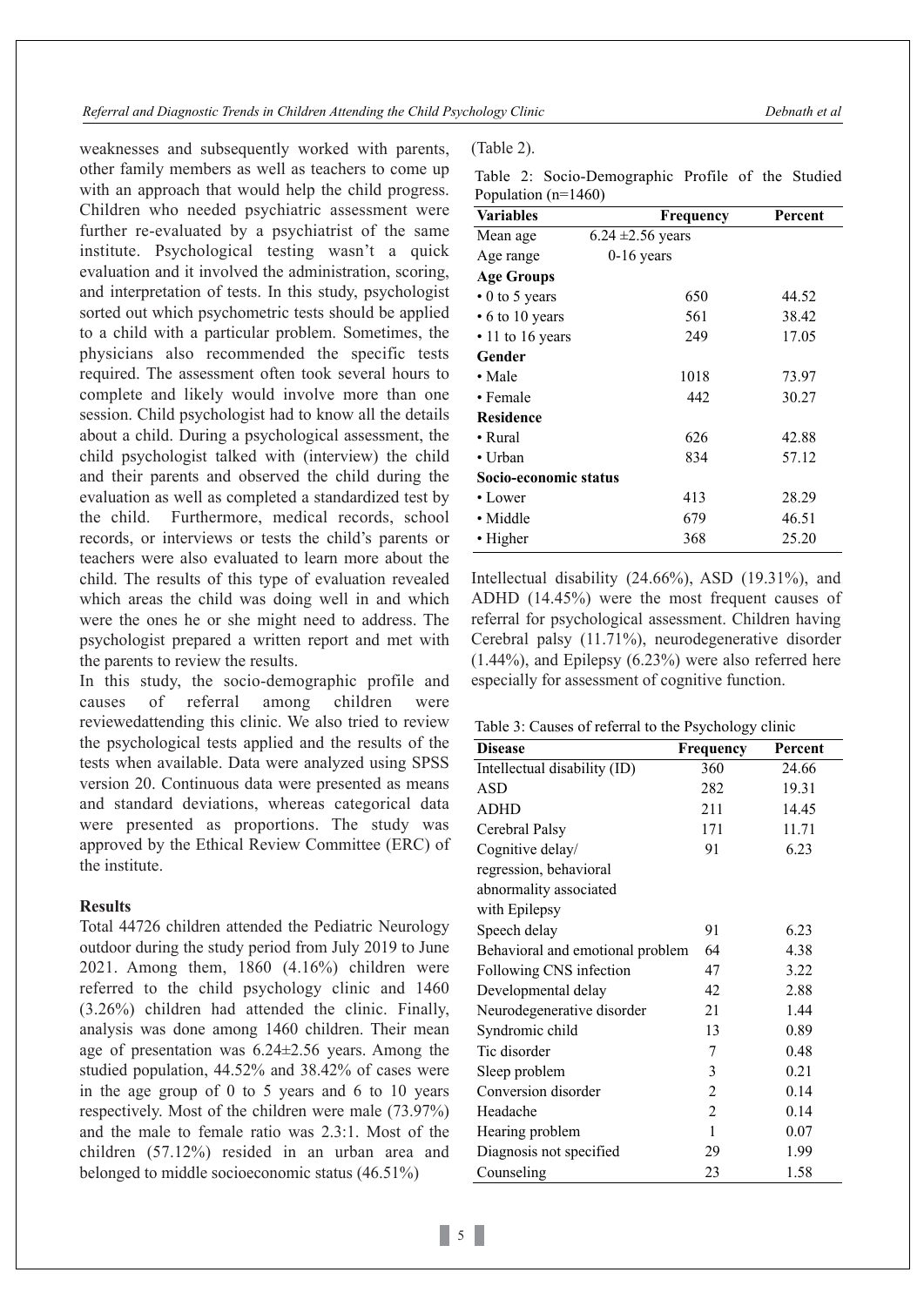weaknesses and subsequently worked with parents, other family members as well as teachers to come up with an approach that would help the child progress. Children who needed psychiatric assessment were further re-evaluated by a psychiatrist of the same institute. Psychological testing wasn't a quick evaluation and it involved the administration, scoring, and interpretation of tests. In this study, psychologist sorted out which psychometric tests should be applied to a child with a particular problem. Sometimes, the physicians also recommended the specific tests required. The assessment often took several hours to complete and likely would involve more than one session. Child psychologist had to know all the details about a child. During a psychological assessment, the child psychologist talked with (interview) the child and their parents and observed the child during the evaluation as well as completed a standardized test by the child. Furthermore, medical records, school records, or interviews or tests the child's parents or teachers were also evaluated to learn more about the child. The results of this type of evaluation revealed which areas the child was doing well in and which were the ones he or she might need to address. The psychologist prepared a written report and met with the parents to review the results.

In this study, the socio-demographic profile and causes of referral among children were reviewedattending this clinic. We also tried to review the psychological tests applied and the results of the tests when available. Data were analyzed using SPSS version 20. Continuous data were presented as means and standard deviations, whereas categorical data were presented as proportions. The study was approved by the Ethical Review Committee (ERC) of the institute.

## Results

Total 44726 children attended the Pediatric Neurology outdoor during the study period from July 2019 to June 2021. Among them, 1860 (4.16%) children were referred to the child psychology clinic and 1460 (3.26%) children had attended the clinic. Finally, analysis was done among 1460 children. Their mean age of presentation was 6.24±2.56 years. Among the studied population, 44.52% and 38.42% of cases were in the age group of 0 to 5 years and 6 to 10 years respectively. Most of the children were male (73.97%) and the male to female ratio was 2.3:1. Most of the children (57.12%) resided in an urban area and belonged to middle socioeconomic status (46.51%) (Table 2).

Table 2: Socio-Demographic Profile of the Studied Population (n=1460)

| Variables | Frequency | Percent |
|---|---|---|
| Mean age | 6.24 ±2.56 years | |
| Age range | 0-16 years | |
| **Age Groups** | | |
| • 0 to 5 years | 650 | 44.52 |
| • 6 to 10 years | 561 | 38.42 |
| • 11 to 16 years | 249 | 17.05 |
| **Gender** | | |
| • Male | 1018 | 73.97 |
| • Female | 442 | 30.27 |
| **Residence** | | |
| • Rural | 626 | 42.88 |
| • Urban | 834 | 57.12 |
| **Socio-economic status** | | |
| • Lower | 413 | 28.29 |
| • Middle | 679 | 46.51 |
| • Higher | 368 | 25.20 |

Intellectual disability (24.66%), ASD (19.31%), and ADHD (14.45%) were the most frequent causes of referral for psychological assessment. Children having Cerebral palsy (11.71%), neurodegenerative disorder (1.44%), and Epilepsy (6.23%) were also referred here especially for assessment of cognitive function.

Table 3: Causes of referral to the Psychology clinic

| Disease | Frequency | Percent |
|---|---|---|
| Intellectual disability (ID) | 360 | 24.66 |
| ASD | 282 | 19.31 |
| ADHD | 211 | 14.45 |
| Cerebral Palsy | 171 | 11.71 |
| Cognitive delay/ regression, behavioral abnormality associated with Epilepsy | 91 | 6.23 |
| Speech delay | 91 | 6.23 |
| Behavioral and emotional problem | 64 | 4.38 |
| Following CNS infection | 47 | 3.22 |
| Developmental delay | 42 | 2.88 |
| Neurodegenerative disorder | 21 | 1.44 |
| Syndromic child | 13 | 0.89 |
| Tic disorder | 7 | 0.48 |
| Sleep problem | 3 | 0.21 |
| Conversion disorder | 2 | 0.14 |
| Headache | 2 | 0.14 |
| Hearing problem | 1 | 0.07 |
| Diagnosis not specified | 29 | 1.99 |
| Counseling | 23 | 1.58 |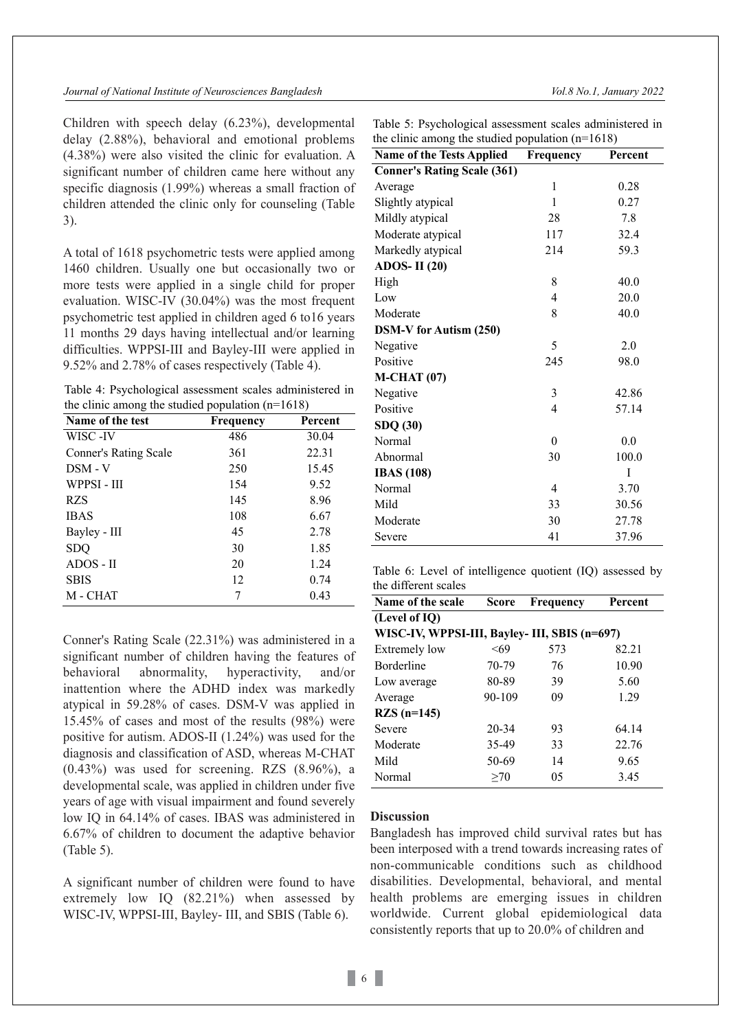Children with speech delay (6.23%), developmental delay (2.88%), behavioral and emotional problems (4.38%) were also visited the clinic for evaluation. A significant number of children came here without any specific diagnosis (1.99%) whereas a small fraction of children attended the clinic only for counseling (Table 3).

A total of 1618 psychometric tests were applied among 1460 children. Usually one but occasionally two or more tests were applied in a single child for proper evaluation. WISC-IV (30.04%) was the most frequent psychometric test applied in children aged 6 to16 years 11 months 29 days having intellectual and/or learning difficulties. WPPSI-III and Bayley-III were applied in 9.52% and 2.78% of cases respectively (Table 4).

Table 4: Psychological assessment scales administered in the clinic among the studied population (n=1618)

| Name of the test | Frequency | Percent |
|---|---|---|
| WISC -IV | 486 | 30.04 |
| Conner's Rating Scale | 361 | 22.31 |
| DSM - V | 250 | 15.45 |
| WPPSI - III | 154 | 9.52 |
| RZS | 145 | 8.96 |
| IBAS | 108 | 6.67 |
| Bayley - III | 45 | 2.78 |
| SDQ | 30 | 1.85 |
| ADOS - II | 20 | 1.24 |
| SBIS | 12 | 0.74 |
| M - CHAT | 7 | 0.43 |

Conner's Rating Scale (22.31%) was administered in a significant number of children having the features of behavioral abnormality, hyperactivity, and/or inattention where the ADHD index was markedly atypical in 59.28% of cases. DSM-V was applied in 15.45% of cases and most of the results (98%) were positive for autism. ADOS-II (1.24%) was used for the diagnosis and classification of ASD, whereas M-CHAT (0.43%) was used for screening. RZS (8.96%), a developmental scale, was applied in children under five years of age with visual impairment and found severely low IQ in 64.14% of cases. IBAS was administered in 6.67% of children to document the adaptive behavior (Table 5).

A significant number of children were found to have extremely low IQ (82.21%) when assessed by WISC-IV, WPPSI-III, Bayley- III, and SBIS (Table 6).

Table 5: Psychological assessment scales administered in the clinic among the studied population (n=1618)

| Name of the Tests Applied | Frequency | Percent |
|---|---|---|
| **Conner's Rating Scale (361)** | | |
| Average | 1 | 0.28 |
| Slightly atypical | 1 | 0.27 |
| Mildly atypical | 28 | 7.8 |
| Moderate atypical | 117 | 32.4 |
| Markedly atypical | 214 | 59.3 |
| **ADOS- II (20)** | | |
| High | 8 | 40.0 |
| Low | 4 | 20.0 |
| Moderate | 8 | 40.0 |
| **DSM-V for Autism (250)** | | |
| Negative | 5 | 2.0 |
| Positive | 245 | 98.0 |
| **M-CHAT (07)** | | |
| Negative | 3 | 42.86 |
| Positive | 4 | 57.14 |
| **SDQ (30)** | | |
| Normal | 0 | 0.0 |
| Abnormal | 30 | 100.0 |
| **IBAS (108)** | | I |
| Normal | 4 | 3.70 |
| Mild | 33 | 30.56 |
| Moderate | 30 | 27.78 |
| Severe | 41 | 37.96 |

Table 6: Level of intelligence quotient (IQ) assessed by the different scales

| Name of the scale | Score | Frequency | Percent |
|---|---|---|---|
| **(Level of IQ)** | | | |
| **WISC-IV, WPPSI-III, Bayley- III, SBIS (n=697)** | | | |
| Extremely low | <69 | 573 | 82.21 |
| Borderline | 70-79 | 76 | 10.90 |
| Low average | 80-89 | 39 | 5.60 |
| Average | 90-109 | 09 | 1.29 |
| **RZS (n=145)** | | | |
| Severe | 20-34 | 93 | 64.14 |
| Moderate | 35-49 | 33 | 22.76 |
| Mild | 50-69 | 14 | 9.65 |
| Normal | ≥70 | 05 | 3.45 |

## Discussion

Bangladesh has improved child survival rates but has been interposed with a trend towards increasing rates of non-communicable conditions such as childhood disabilities. Developmental, behavioral, and mental health problems are emerging issues in children worldwide. Current global epidemiological data consistently reports that up to 20.0% of children and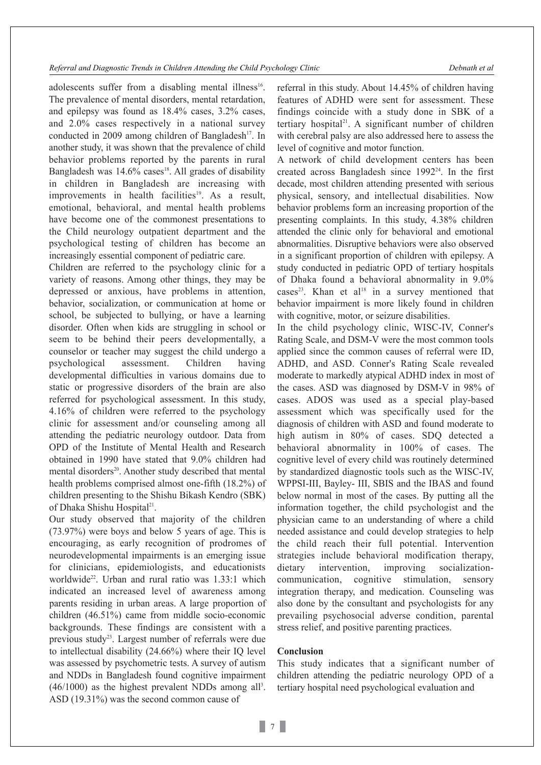adolescents suffer from a disabling mental illness[16]. The prevalence of mental disorders, mental retardation, and epilepsy was found as 18.4% cases, 3.2% cases, and 2.0% cases respectively in a national survey conducted in 2009 among children of Bangladesh[17]. In another study, it was shown that the prevalence of child behavior problems reported by the parents in rural Bangladesh was 14.6% cases[18]. All grades of disability in children in Bangladesh are increasing with improvements in health facilities[19]. As a result, emotional, behavioral, and mental health problems have become one of the commonest presentations to the Child neurology outpatient department and the psychological testing of children has become an increasingly essential component of pediatric care.

Children are referred to the psychology clinic for a variety of reasons. Among other things, they may be depressed or anxious, have problems in attention, behavior, socialization, or communication at home or school, be subjected to bullying, or have a learning disorder. Often when kids are struggling in school or seem to be behind their peers developmentally, a counselor or teacher may suggest the child undergo a psychological assessment. Children having developmental difficulties in various domains due to static or progressive disorders of the brain are also referred for psychological assessment. In this study, 4.16% of children were referred to the psychology clinic for assessment and/or counseling among all attending the pediatric neurology outdoor. Data from OPD of the Institute of Mental Health and Research obtained in 1990 have stated that 9.0% children had mental disorders[20]. Another study described that mental health problems comprised almost one-fifth (18.2%) of children presenting to the Shishu Bikash Kendro (SBK) of Dhaka Shishu Hospital[21].

Our study observed that majority of the children (73.97%) were boys and below 5 years of age. This is encouraging, as early recognition of prodromes of neurodevelopmental impairments is an emerging issue for clinicians, epidemiologists, and educationists worldwide[22]. Urban and rural ratio was 1.33:1 which indicated an increased level of awareness among parents residing in urban areas. A large proportion of children (46.51%) came from middle socio-economic backgrounds. These findings are consistent with a previous study[23]. Largest number of referrals were due to intellectual disability (24.66%) where their IQ level was assessed by psychometric tests. A survey of autism and NDDs in Bangladesh found cognitive impairment (46/1000) as the highest prevalent NDDs among all[3]. ASD (19.31%) was the second common cause of referral in this study. About 14.45% of children having features of ADHD were sent for assessment. These findings coincide with a study done in SBK of a tertiary hospital[21]. A significant number of children with cerebral palsy are also addressed here to assess the level of cognitive and motor function.

A network of child development centers has been created across Bangladesh since 1992[24]. In the first decade, most children attending presented with serious physical, sensory, and intellectual disabilities. Now behavior problems form an increasing proportion of the presenting complaints. In this study, 4.38% children attended the clinic only for behavioral and emotional abnormalities. Disruptive behaviors were also observed in a significant proportion of children with epilepsy. A study conducted in pediatric OPD of tertiary hospitals of Dhaka found a behavioral abnormality in 9.0% cases[23]. Khan et al[18] in a survey mentioned that behavior impairment is more likely found in children with cognitive, motor, or seizure disabilities.

In the child psychology clinic, WISC-IV, Conner's Rating Scale, and DSM-V were the most common tools applied since the common causes of referral were ID, ADHD, and ASD. Conner's Rating Scale revealed moderate to markedly atypical ADHD index in most of the cases. ASD was diagnosed by DSM-V in 98% of cases. ADOS was used as a special play-based assessment which was specifically used for the diagnosis of children with ASD and found moderate to high autism in 80% of cases. SDQ detected a behavioral abnormality in 100% of cases. The cognitive level of every child was routinely determined by standardized diagnostic tools such as the WISC-IV, WPPSI-III, Bayley- III, SBIS and the IBAS and found below normal in most of the cases. By putting all the information together, the child psychologist and the physician came to an understanding of where a child needed assistance and could develop strategies to help the child reach their full potential. Intervention strategies include behavioral modification therapy, dietary intervention, improving socialization-communication, cognitive stimulation, sensory integration therapy, and medication. Counseling was also done by the consultant and psychologists for any prevailing psychosocial adverse condition, parental stress relief, and positive parenting practices.

## Conclusion

This study indicates that a significant number of children attending the pediatric neurology OPD of a tertiary hospital need psychological evaluation and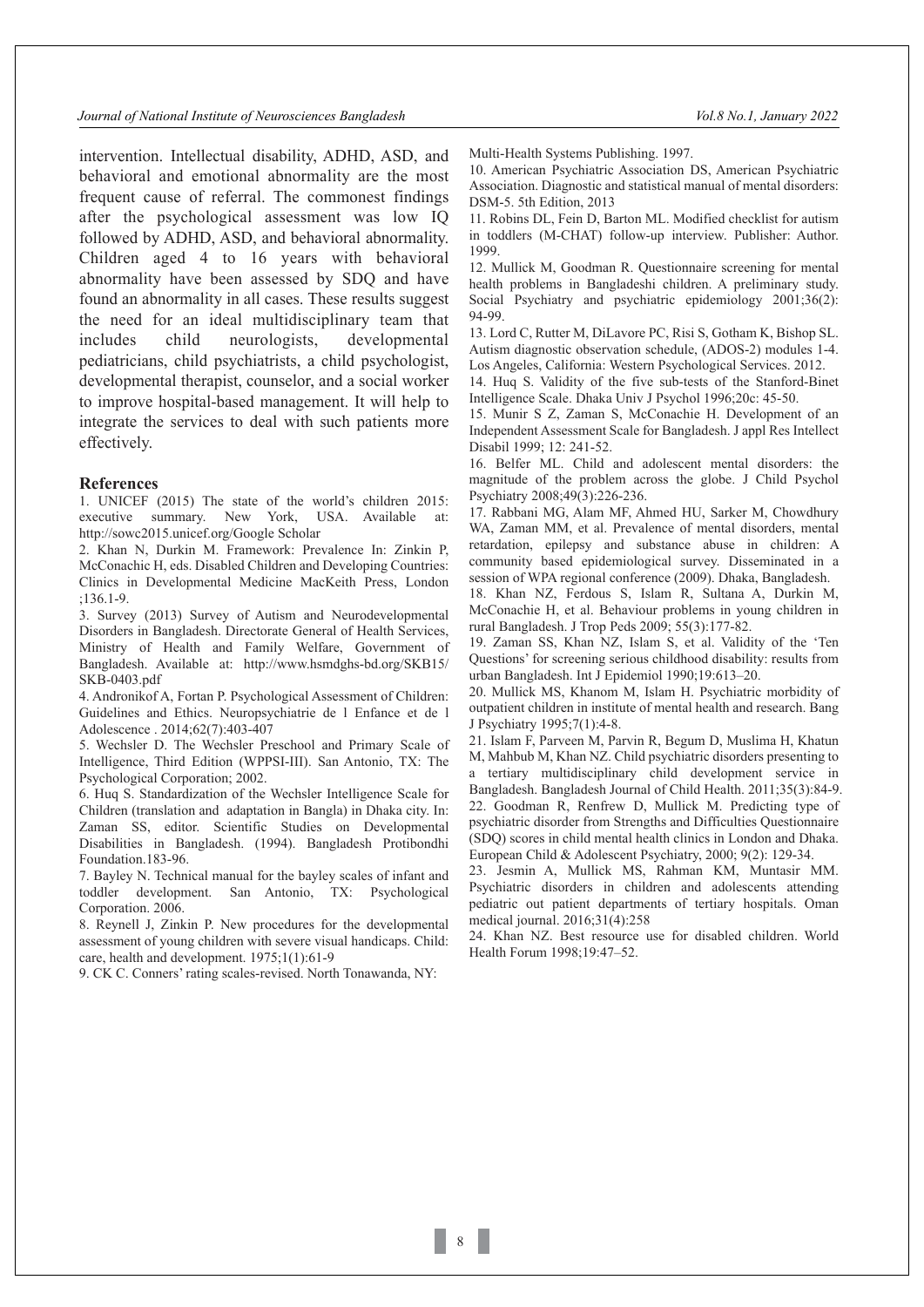intervention. Intellectual disability, ADHD, ASD, and behavioral and emotional abnormality are the most frequent cause of referral. The commonest findings after the psychological assessment was low IQ followed by ADHD, ASD, and behavioral abnormality. Children aged 4 to 16 years with behavioral abnormality have been assessed by SDQ and have found an abnormality in all cases. These results suggest the need for an ideal multidisciplinary team that includes child neurologists, developmental pediatricians, child psychiatrists, a child psychologist, developmental therapist, counselor, and a social worker to improve hospital-based management. It will help to integrate the services to deal with such patients more effectively.

## References

1. UNICEF (2015) The state of the world's children 2015: executive summary. New York, USA. Available at: http://sowc2015.unicef.org/Google Scholar
2. Khan N, Durkin M. Framework: Prevalence In: Zinkin P, McConachie H, eds. Disabled Children and Developing Countries: Clinics in Developmental Medicine MacKeith Press, London ;136.1-9.
3. Survey (2013) Survey of Autism and Neurodevelopmental Disorders in Bangladesh. Directorate General of Health Services, Ministry of Health and Family Welfare, Government of Bangladesh. Available at: http://www.hsmdghs-bd.org/SKB15/SKB-0403.pdf
4. Andronikof A, Fortan P. Psychological Assessment of Children: Guidelines and Ethics. Neuropsychiatrie de l Enfance et de l Adolescence . 2014;62(7):403-407
5. Wechsler D. The Wechsler Preschool and Primary Scale of Intelligence, Third Edition (WPPSI-III). San Antonio, TX: The Psychological Corporation; 2002.
6. Huq S. Standardization of the Wechsler Intelligence Scale for Children (translation and adaptation in Bangla) in Dhaka city. In: Zaman SS, editor. Scientific Studies on Developmental Disabilities in Bangladesh. (1994). Bangladesh Protibondhi Foundation.183-96.
7. Bayley N. Technical manual for the bayley scales of infant and toddler development. San Antonio, TX: Psychological Corporation. 2006.
8. Reynell J, Zinkin P. New procedures for the developmental assessment of young children with severe visual handicaps. Child: care, health and development. 1975;1(1):61-9
9. CK C. Conners' rating scales-revised. North Tonawanda, NY: Multi-Health Systems Publishing. 1997.
10. American Psychiatric Association DS, American Psychiatric Association. Diagnostic and statistical manual of mental disorders: DSM-5. 5th Edition, 2013
11. Robins DL, Fein D, Barton ML. Modified checklist for autism in toddlers (M-CHAT) follow-up interview. Publisher: Author. 1999.
12. Mullick M, Goodman R. Questionnaire screening for mental health problems in Bangladeshi children. A preliminary study. Social Psychiatry and psychiatric epidemiology 2001;36(2): 94-99.
13. Lord C, Rutter M, DiLavore PC, Risi S, Gotham K, Bishop SL. Autism diagnostic observation schedule, (ADOS-2) modules 1-4. Los Angeles, California: Western Psychological Services. 2012.
14. Huq S. Validity of the five sub-tests of the Stanford-Binet Intelligence Scale. Dhaka Univ J Psychol 1996;20c: 45-50.
15. Munir S Z, Zaman S, McConachie H. Development of an Independent Assessment Scale for Bangladesh. J appl Res Intellect Disabil 1999; 12: 241-52.
16. Belfer ML. Child and adolescent mental disorders: the magnitude of the problem across the globe. J Child Psychol Psychiatry 2008;49(3):226-236.
17. Rabbani MG, Alam MF, Ahmed HU, Sarker M, Chowdhury WA, Zaman MM, et al. Prevalence of mental disorders, mental retardation, epilepsy and substance abuse in children: A community based epidemiological survey. Disseminated in a session of WPA regional conference (2009). Dhaka, Bangladesh.
18. Khan NZ, Ferdous S, Islam R, Sultana A, Durkin M, McConachie H, et al. Behaviour problems in young children in rural Bangladesh. J Trop Peds 2009; 55(3):177-82.
19. Zaman SS, Khan NZ, Islam S, et al. Validity of the 'Ten Questions' for screening serious childhood disability: results from urban Bangladesh. Int J Epidemiol 1990;19:613–20.
20. Mullick MS, Khanom M, Islam H. Psychiatric morbidity of outpatient children in institute of mental health and research. Bang J Psychiatry 1995;7(1):4-8.
21. Islam F, Parveen M, Parvin R, Begum D, Muslima H, Khatun M, Mahbub M, Khan NZ. Child psychiatric disorders presenting to a tertiary multidisciplinary child development service in Bangladesh. Bangladesh Journal of Child Health. 2011;35(3):84-9.
22. Goodman R, Renfrew D, Mullick M. Predicting type of psychiatric disorder from Strengths and Difficulties Questionnaire (SDQ) scores in child mental health clinics in London and Dhaka. European Child & Adolescent Psychiatry, 2000; 9(2): 129-34.
23. Jesmin A, Mullick MS, Rahman KM, Muntasir MM. Psychiatric disorders in children and adolescents attending pediatric out patient departments of tertiary hospitals. Oman medical journal. 2016;31(4):258
24. Khan NZ. Best resource use for disabled children. World Health Forum 1998;19:47–52.